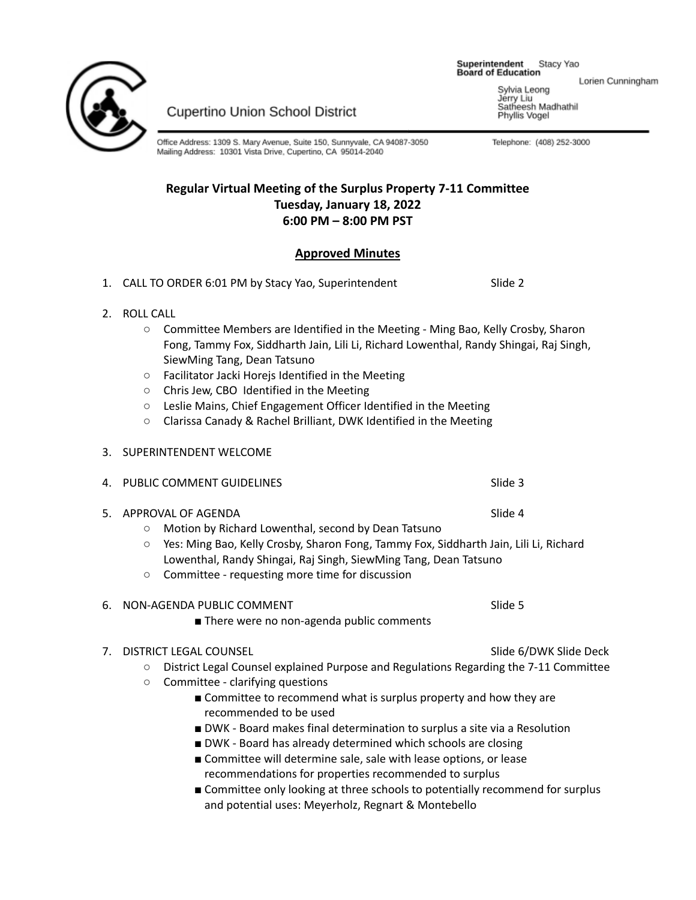Cupertino Union School District

**Superintendent** Stacy Yao
**Board of Education**
Lorien Cunningham
Sylvia Leong
Jerry Liu
Satheesh Madhathil
Phyllis Vogel

Office Address: 1309 S. Mary Avenue, Suite 150, Sunnyvale, CA 94087-3050
Mailing Address: 10301 Vista Drive, Cupertino, CA 95014-2040

Telephone: (408) 252-3000

**Regular Virtual Meeting of the Surplus Property 7-11 Committee**
**Tuesday, January 18, 2022**
**6:00 PM – 8:00 PM PST**

**Approved Minutes**

1. CALL TO ORDER 6:01 PM by Stacy Yao, Superintendent — Slide 2

2. ROLL CALL
   - Committee Members are Identified in the Meeting - Ming Bao, Kelly Crosby, Sharon Fong, Tammy Fox, Siddharth Jain, Lili Li, Richard Lowenthal, Randy Shingai, Raj Singh, SiewMing Tang, Dean Tatsuno
   - Facilitator Jacki Horejs Identified in the Meeting
   - Chris Jew, CBO Identified in the Meeting
   - Leslie Mains, Chief Engagement Officer Identified in the Meeting
   - Clarissa Canady & Rachel Brilliant, DWK Identified in the Meeting

3. SUPERINTENDENT WELCOME

4. PUBLIC COMMENT GUIDELINES — Slide 3

5. APPROVAL OF AGENDA — Slide 4
   - Motion by Richard Lowenthal, second by Dean Tatsuno
   - Yes: Ming Bao, Kelly Crosby, Sharon Fong, Tammy Fox, Siddharth Jain, Lili Li, Richard Lowenthal, Randy Shingai, Raj Singh, SiewMing Tang, Dean Tatsuno
   - Committee - requesting more time for discussion

6. NON-AGENDA PUBLIC COMMENT — Slide 5
   - There were no non-agenda public comments

7. DISTRICT LEGAL COUNSEL — Slide 6/DWK Slide Deck
   - District Legal Counsel explained Purpose and Regulations Regarding the 7-11 Committee
   - Committee - clarifying questions
     - Committee to recommend what is surplus property and how they are recommended to be used
     - DWK - Board makes final determination to surplus a site via a Resolution
     - DWK - Board has already determined which schools are closing
     - Committee will determine sale, sale with lease options, or lease recommendations for properties recommended to surplus
     - Committee only looking at three schools to potentially recommend for surplus and potential uses: Meyerholz, Regnart & Montebello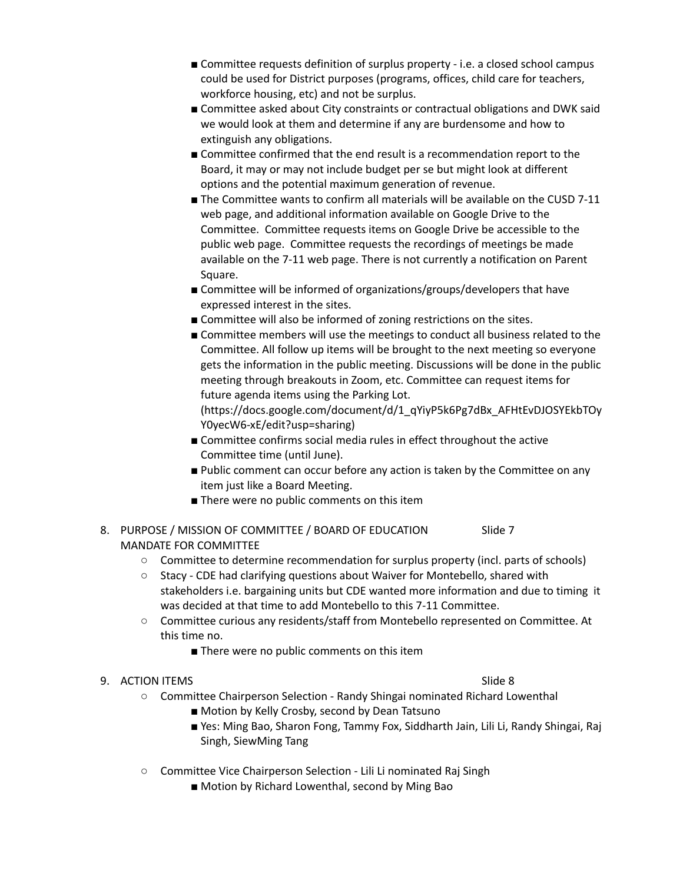- Committee requests definition of surplus property - i.e. a closed school campus could be used for District purposes (programs, offices, child care for teachers, workforce housing, etc) and not be surplus.
- Committee asked about City constraints or contractual obligations and DWK said we would look at them and determine if any are burdensome and how to extinguish any obligations.
- Committee confirmed that the end result is a recommendation report to the Board, it may or may not include budget per se but might look at different options and the potential maximum generation of revenue.
- The Committee wants to confirm all materials will be available on the CUSD 7-11 web page, and additional information available on Google Drive to the Committee. Committee requests items on Google Drive be accessible to the public web page. Committee requests the recordings of meetings be made available on the 7-11 web page. There is not currently a notification on Parent Square.
- Committee will be informed of organizations/groups/developers that have expressed interest in the sites.
- Committee will also be informed of zoning restrictions on the sites.
- Committee members will use the meetings to conduct all business related to the Committee. All follow up items will be brought to the next meeting so everyone gets the information in the public meeting. Discussions will be done in the public meeting through breakouts in Zoom, etc. Committee can request items for future agenda items using the Parking Lot. (https://docs.google.com/document/d/1_qYiyP5k6Pg7dBx_AFHtEvDJOSYEkbTOyY0yecW6-xE/edit?usp=sharing)
- Committee confirms social media rules in effect throughout the active Committee time (until June).
- Public comment can occur before any action is taken by the Committee on any item just like a Board Meeting.
- There were no public comments on this item

8. PURPOSE / MISSION OF COMMITTEE / BOARD OF EDUCATION MANDATE FOR COMMITTEE — Slide 7
   - Committee to determine recommendation for surplus property (incl. parts of schools)
   - Stacy - CDE had clarifying questions about Waiver for Montebello, shared with stakeholders i.e. bargaining units but CDE wanted more information and due to timing it was decided at that time to add Montebello to this 7-11 Committee.
   - Committee curious any residents/staff from Montebello represented on Committee. At this time no.
     - There were no public comments on this item

9. ACTION ITEMS — Slide 8
   - Committee Chairperson Selection - Randy Shingai nominated Richard Lowenthal
     - Motion by Kelly Crosby, second by Dean Tatsuno
     - Yes: Ming Bao, Sharon Fong, Tammy Fox, Siddharth Jain, Lili Li, Randy Shingai, Raj Singh, SiewMing Tang
   - Committee Vice Chairperson Selection - Lili Li nominated Raj Singh
     - Motion by Richard Lowenthal, second by Ming Bao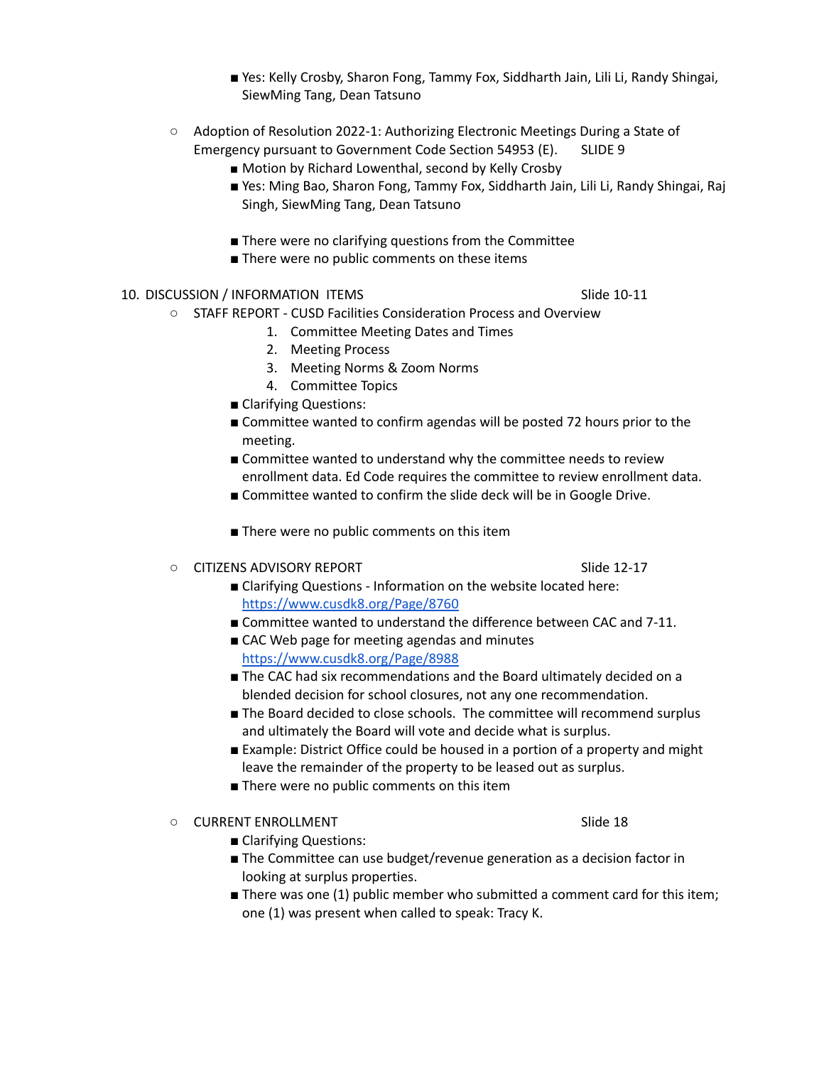- Yes: Kelly Crosby, Sharon Fong, Tammy Fox, Siddharth Jain, Lili Li, Randy Shingai, SiewMing Tang, Dean Tatsuno

- Adoption of Resolution 2022-1: Authorizing Electronic Meetings During a State of Emergency pursuant to Government Code Section 54953 (E). SLIDE 9
    - Motion by Richard Lowenthal, second by Kelly Crosby
    - Yes: Ming Bao, Sharon Fong, Tammy Fox, Siddharth Jain, Lili Li, Randy Shingai, Raj Singh, SiewMing Tang, Dean Tatsuno

    - There were no clarifying questions from the Committee
    - There were no public comments on these items

10. DISCUSSION / INFORMATION ITEMS Slide 10-11

- STAFF REPORT - CUSD Facilities Consideration Process and Overview
    1. Committee Meeting Dates and Times
    2. Meeting Process
    3. Meeting Norms & Zoom Norms
    4. Committee Topics
    - Clarifying Questions:
    - Committee wanted to confirm agendas will be posted 72 hours prior to the meeting.
    - Committee wanted to understand why the committee needs to review enrollment data. Ed Code requires the committee to review enrollment data.
    - Committee wanted to confirm the slide deck will be in Google Drive.

    - There were no public comments on this item

- CITIZENS ADVISORY REPORT Slide 12-17
    - Clarifying Questions - Information on the website located here: https://www.cusdk8.org/Page/8760
    - Committee wanted to understand the difference between CAC and 7-11.
    - CAC Web page for meeting agendas and minutes https://www.cusdk8.org/Page/8988
    - The CAC had six recommendations and the Board ultimately decided on a blended decision for school closures, not any one recommendation.
    - The Board decided to close schools. The committee will recommend surplus and ultimately the Board will vote and decide what is surplus.
    - Example: District Office could be housed in a portion of a property and might leave the remainder of the property to be leased out as surplus.
    - There were no public comments on this item

- CURRENT ENROLLMENT Slide 18
    - Clarifying Questions:
    - The Committee can use budget/revenue generation as a decision factor in looking at surplus properties.
    - There was one (1) public member who submitted a comment card for this item; one (1) was present when called to speak: Tracy K.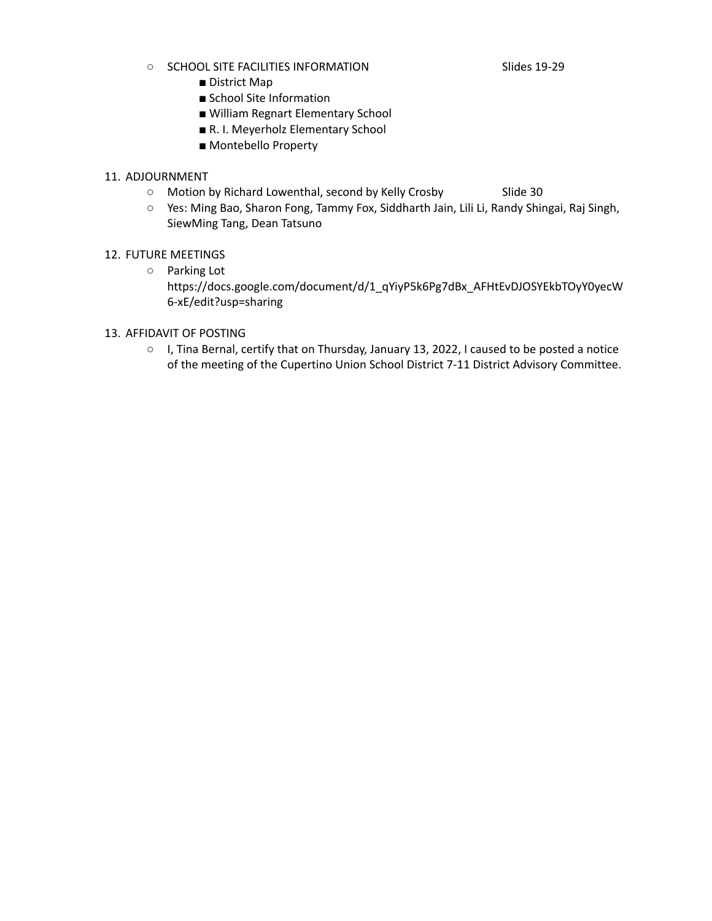- SCHOOL SITE FACILITIES INFORMATION Slides 19-29
    - District Map
    - School Site Information
    - William Regnart Elementary School
    - R. I. Meyerholz Elementary School
    - Montebello Property

11. ADJOURNMENT
    - Motion by Richard Lowenthal, second by Kelly Crosby Slide 30
    - Yes: Ming Bao, Sharon Fong, Tammy Fox, Siddharth Jain, Lili Li, Randy Shingai, Raj Singh, SiewMing Tang, Dean Tatsuno

12. FUTURE MEETINGS
    - Parking Lot https://docs.google.com/document/d/1_qYiyP5k6Pg7dBx_AFHtEvDJOSYEkbTOyY0yecW6-xE/edit?usp=sharing

13. AFFIDAVIT OF POSTING
    - I, Tina Bernal, certify that on Thursday, January 13, 2022, I caused to be posted a notice of the meeting of the Cupertino Union School District 7-11 District Advisory Committee.